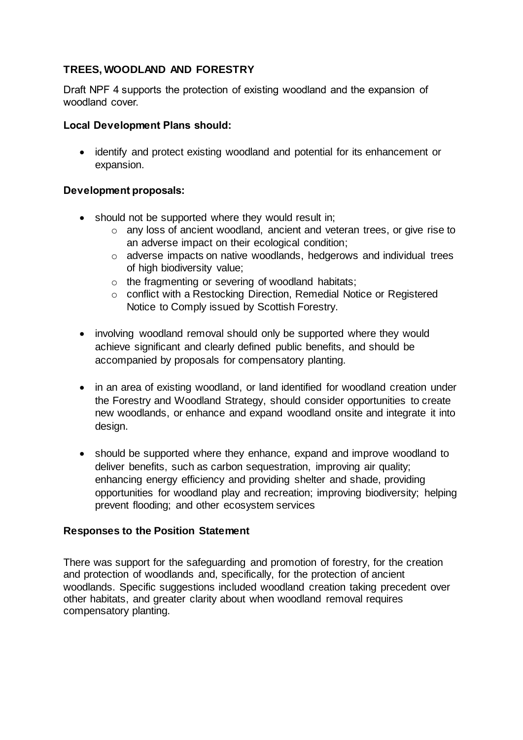## TREES, WOODLAND AND FORESTRY

Draft NPF 4 supports the protection of existing woodland and the expansion of woodland cover.

### Local Development Plans should:

- identify and protect existing woodland and potential for its enhancement or expansion.

### Development proposals:

- should not be supported where they would result in;
  - any loss of ancient woodland, ancient and veteran trees, or give rise to an adverse impact on their ecological condition;
  - adverse impacts on native woodlands, hedgerows and individual trees of high biodiversity value;
  - the fragmenting or severing of woodland habitats;
  - conflict with a Restocking Direction, Remedial Notice or Registered Notice to Comply issued by Scottish Forestry.
- involving woodland removal should only be supported where they would achieve significant and clearly defined public benefits, and should be accompanied by proposals for compensatory planting.
- in an area of existing woodland, or land identified for woodland creation under the Forestry and Woodland Strategy, should consider opportunities to create new woodlands, or enhance and expand woodland onsite and integrate it into design.
- should be supported where they enhance, expand and improve woodland to deliver benefits, such as carbon sequestration, improving air quality; enhancing energy efficiency and providing shelter and shade, providing opportunities for woodland play and recreation; improving biodiversity; helping prevent flooding; and other ecosystem services

### Responses to the Position Statement

There was support for the safeguarding and promotion of forestry, for the creation and protection of woodlands and, specifically, for the protection of ancient woodlands. Specific suggestions included woodland creation taking precedent over other habitats, and greater clarity about when woodland removal requires compensatory planting.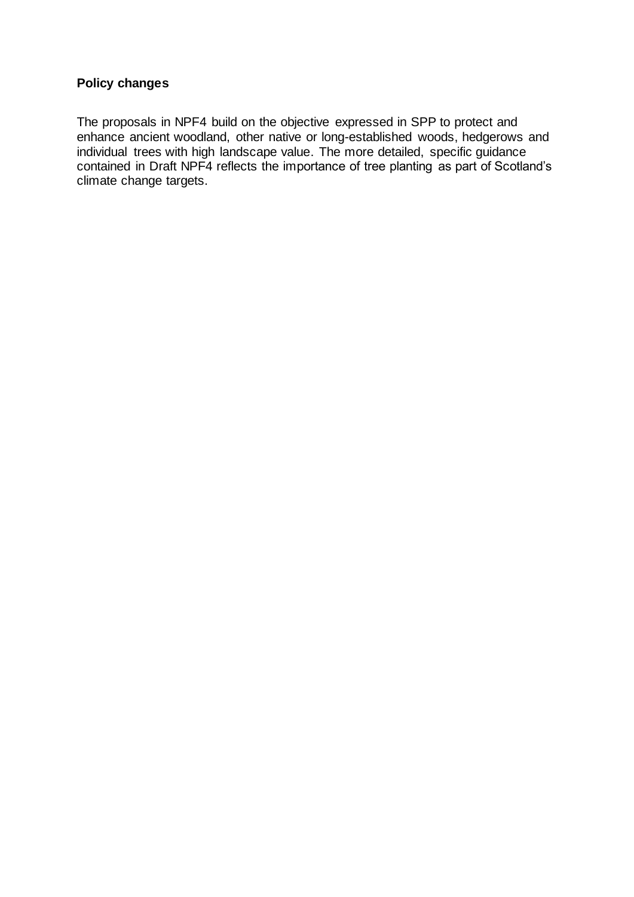**Policy changes**

The proposals in NPF4 build on the objective expressed in SPP to protect and enhance ancient woodland, other native or long-established woods, hedgerows and individual trees with high landscape value. The more detailed, specific guidance contained in Draft NPF4 reflects the importance of tree planting as part of Scotland's climate change targets.